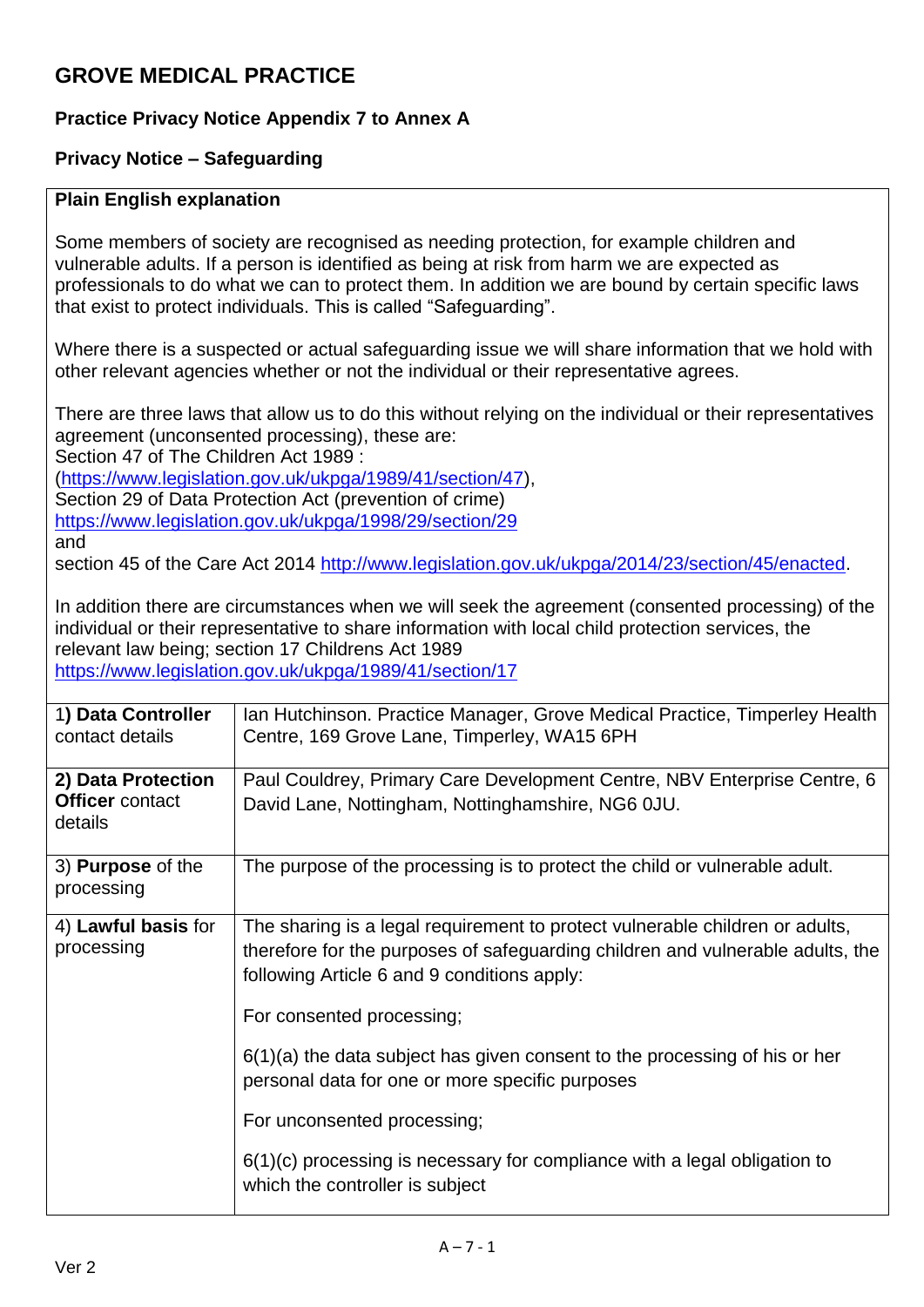# GROVE MEDICAL PRACTICE

### Practice Privacy Notice Appendix 7 to Annex A

### Privacy Notice – Safeguarding

**Plain English explanation**

Some members of society are recognised as needing protection, for example children and vulnerable adults. If a person is identified as being at risk from harm we are expected as professionals to do what we can to protect them. In addition we are bound by certain specific laws that exist to protect individuals. This is called "Safeguarding".

Where there is a suspected or actual safeguarding issue we will share information that we hold with other relevant agencies whether or not the individual or their representative agrees.

There are three laws that allow us to do this without relying on the individual or their representatives agreement (unconsented processing), these are:
Section 47 of The Children Act 1989 :
(https://www.legislation.gov.uk/ukpga/1989/41/section/47),
Section 29 of Data Protection Act (prevention of crime)
https://www.legislation.gov.uk/ukpga/1998/29/section/29
and
section 45 of the Care Act 2014 http://www.legislation.gov.uk/ukpga/2014/23/section/45/enacted.

In addition there are circumstances when we will seek the agreement (consented processing) of the individual or their representative to share information with local child protection services, the relevant law being; section 17 Childrens Act 1989
https://www.legislation.gov.uk/ukpga/1989/41/section/17

| | |
|---|---|
| 1**) Data Controller** contact details | Ian Hutchinson. Practice Manager, Grove Medical Practice, Timperley Health Centre, 169 Grove Lane, Timperley, WA15 6PH |
| **2) Data Protection Officer** contact details | Paul Couldrey, Primary Care Development Centre, NBV Enterprise Centre, 6 David Lane, Nottingham, Nottinghamshire, NG6 0JU. |
| 3) **Purpose** of the processing | The purpose of the processing is to protect the child or vulnerable adult. |
| 4) **Lawful basis** for processing | The sharing is a legal requirement to protect vulnerable children or adults, therefore for the purposes of safeguarding children and vulnerable adults, the following Article 6 and 9 conditions apply:<br><br>For consented processing;<br><br>6(1)(a) the data subject has given consent to the processing of his or her personal data for one or more specific purposes<br><br>For unconsented processing;<br><br>6(1)(c) processing is necessary for compliance with a legal obligation to which the controller is subject |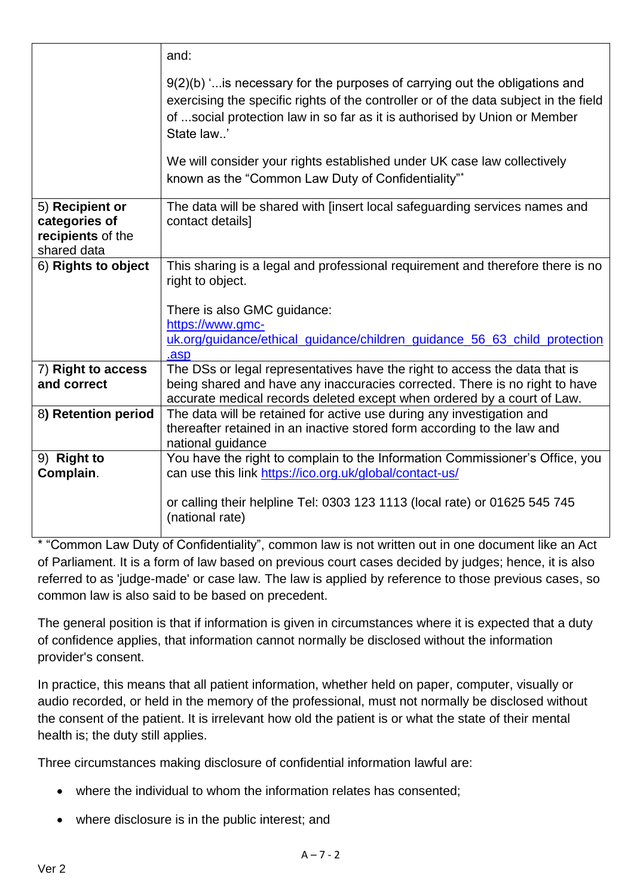| | |
|---|---|
| | and:<br><br>9(2)(b) '...is necessary for the purposes of carrying out the obligations and exercising the specific rights of the controller or of the data subject in the field of ...social protection law in so far as it is authorised by Union or Member State law..'<br><br>We will consider your rights established under UK case law collectively known as the "Common Law Duty of Confidentiality"* |
| 5) **Recipient or categories of recipients** of the shared data | The data will be shared with [insert local safeguarding services names and contact details] |
| 6) **Rights to object** | This sharing is a legal and professional requirement and therefore there is no right to object.<br><br>There is also GMC guidance: [https://www.gmc-uk.org/guidance/ethical_guidance/children_guidance_56_63_child_protection.asp](https://www.gmc-uk.org/guidance/ethical_guidance/children_guidance_56_63_child_protection.asp) |
| 7) **Right to access and correct** | The DSs or legal representatives have the right to access the data that is being shared and have any inaccuracies corrected. There is no right to have accurate medical records deleted except when ordered by a court of Law. |
| 8**) Retention period** | The data will be retained for active use during any investigation and thereafter retained in an inactive stored form according to the law and national guidance |
| 9) **Right to Complain**. | You have the right to complain to the Information Commissioner's Office, you can use this link [https://ico.org.uk/global/contact-us/](https://ico.org.uk/global/contact-us/)<br><br>or calling their helpline Tel: 0303 123 1113 (local rate) or 01625 545 745 (national rate) |

* "Common Law Duty of Confidentiality", common law is not written out in one document like an Act of Parliament. It is a form of law based on previous court cases decided by judges; hence, it is also referred to as 'judge-made' or case law. The law is applied by reference to those previous cases, so common law is also said to be based on precedent.

The general position is that if information is given in circumstances where it is expected that a duty of confidence applies, that information cannot normally be disclosed without the information provider's consent.

In practice, this means that all patient information, whether held on paper, computer, visually or audio recorded, or held in the memory of the professional, must not normally be disclosed without the consent of the patient. It is irrelevant how old the patient is or what the state of their mental health is; the duty still applies.

Three circumstances making disclosure of confidential information lawful are:

- where the individual to whom the information relates has consented;
- where disclosure is in the public interest; and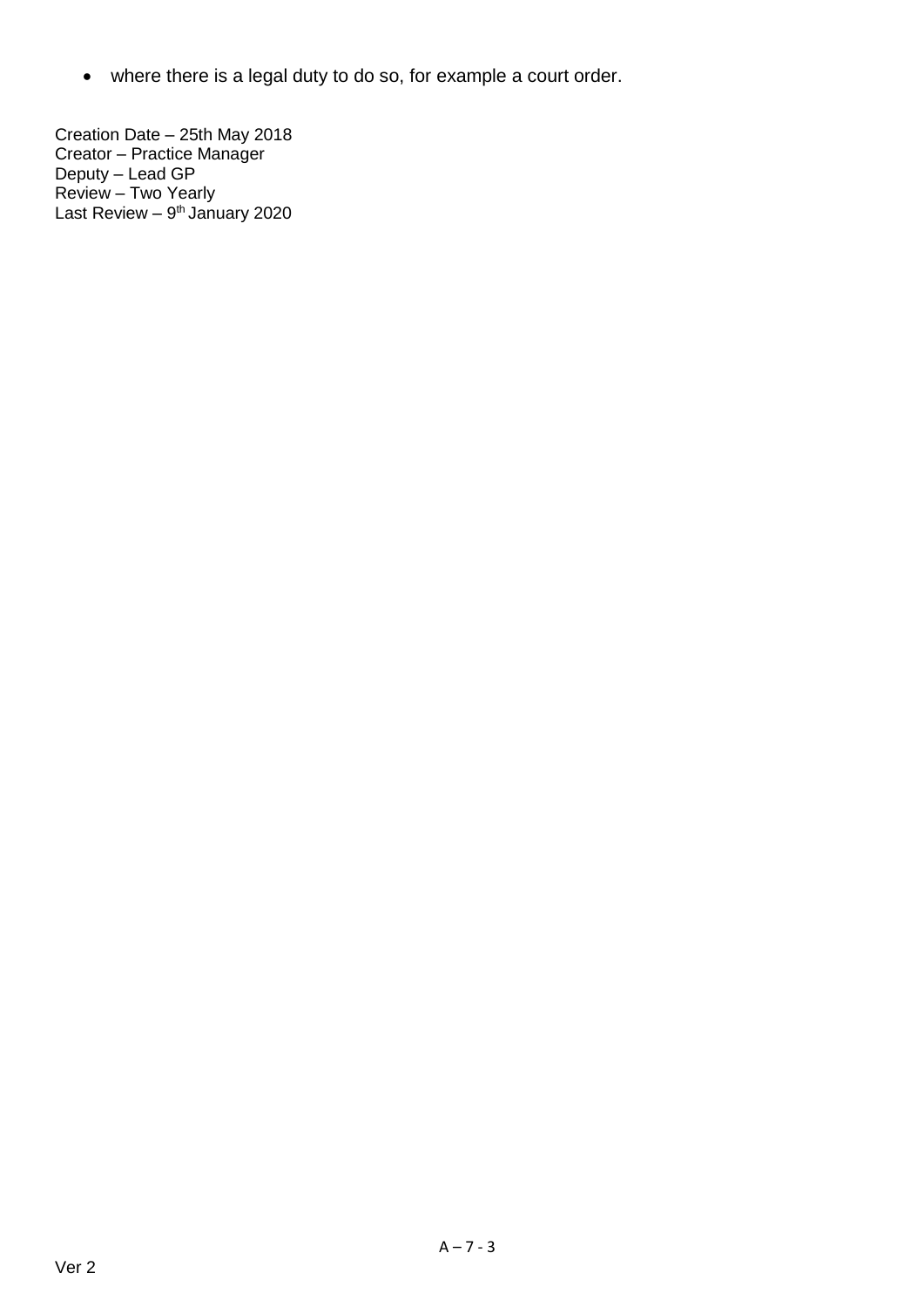- where there is a legal duty to do so, for example a court order.

Creation Date – 25th May 2018
Creator – Practice Manager
Deputy – Lead GP
Review – Two Yearly
Last Review – 9th January 2020